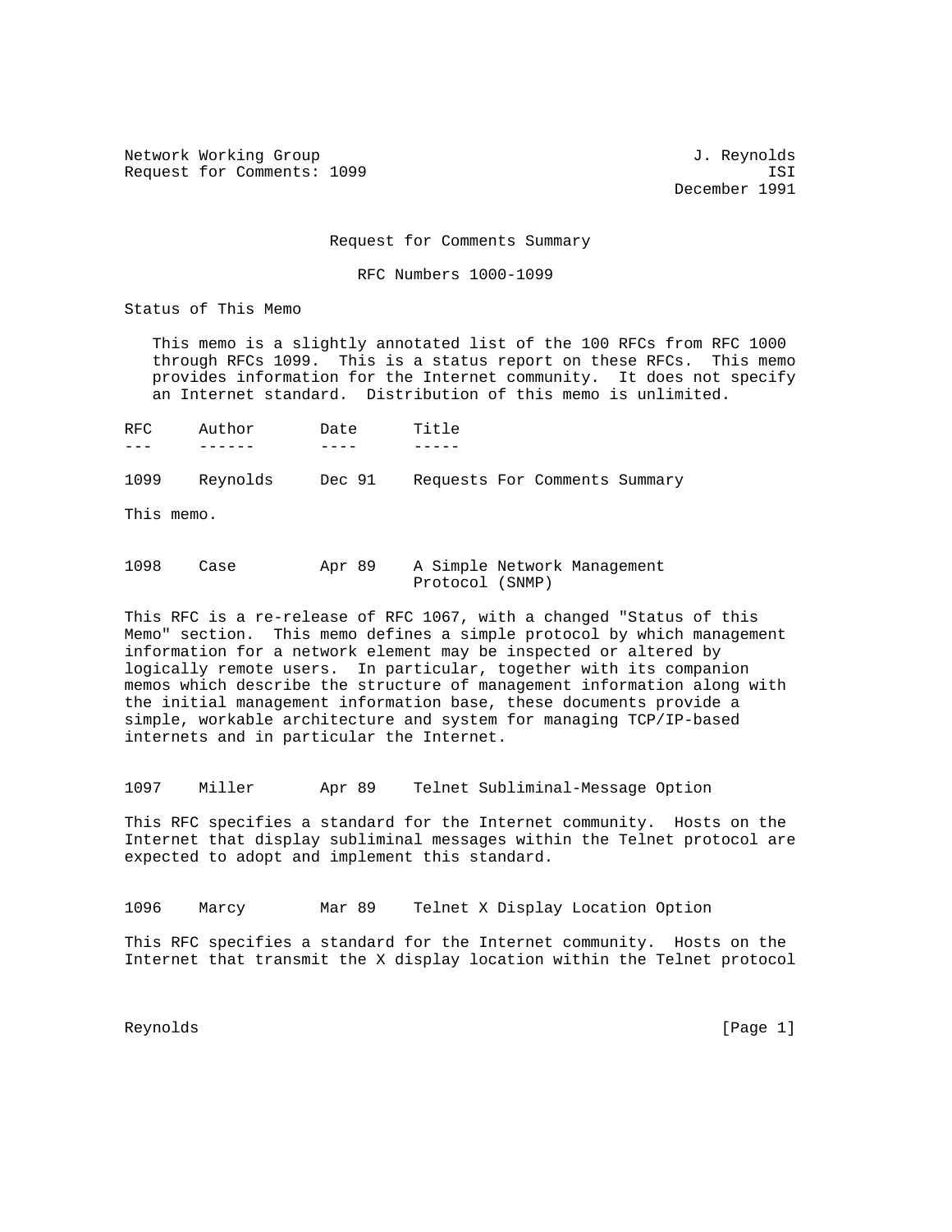Network Working Group J. Reynolds
Request for Comments: 1099 ISI
December 1991

# Request for Comments Summary

## RFC Numbers 1000-1099

### Status of This Memo

This memo is a slightly annotated list of the 100 RFCs from RFC 1000 through RFCs 1099. This is a status report on these RFCs. This memo provides information for the Internet community. It does not specify an Internet standard. Distribution of this memo is unlimited.

| RFC | Author | Date | Title |
|---|---|---|---|
| 1099 | Reynolds | Dec 91 | Requests For Comments Summary |

This memo.

| RFC | Author | Date | Title |
|---|---|---|---|
| 1098 | Case | Apr 89 | A Simple Network Management Protocol (SNMP) |

This RFC is a re-release of RFC 1067, with a changed "Status of this Memo" section. This memo defines a simple protocol by which management information for a network element may be inspected or altered by logically remote users. In particular, together with its companion memos which describe the structure of management information along with the initial management information base, these documents provide a simple, workable architecture and system for managing TCP/IP-based internets and in particular the Internet.

| RFC | Author | Date | Title |
|---|---|---|---|
| 1097 | Miller | Apr 89 | Telnet Subliminal-Message Option |

This RFC specifies a standard for the Internet community. Hosts on the Internet that display subliminal messages within the Telnet protocol are expected to adopt and implement this standard.

| RFC | Author | Date | Title |
|---|---|---|---|
| 1096 | Marcy | Mar 89 | Telnet X Display Location Option |

This RFC specifies a standard for the Internet community. Hosts on the Internet that transmit the X display location within the Telnet protocol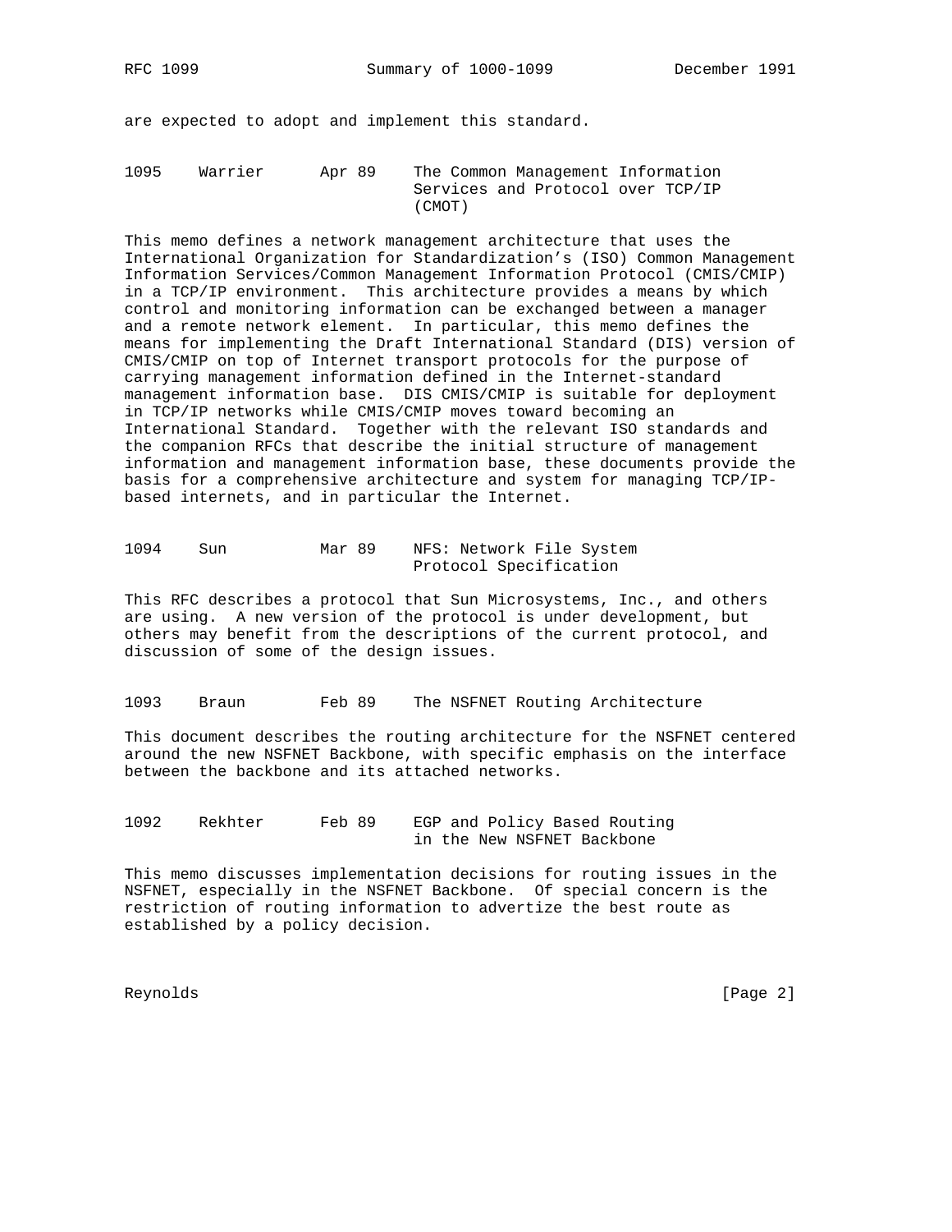are expected to adopt and implement this standard.

```
1095    Warrier      Apr 89    The Common Management Information
                               Services and Protocol over TCP/IP
                               (CMOT)
```

This memo defines a network management architecture that uses the International Organization for Standardization's (ISO) Common Management Information Services/Common Management Information Protocol (CMIS/CMIP) in a TCP/IP environment. This architecture provides a means by which control and monitoring information can be exchanged between a manager and a remote network element. In particular, this memo defines the means for implementing the Draft International Standard (DIS) version of CMIS/CMIP on top of Internet transport protocols for the purpose of carrying management information defined in the Internet-standard management information base. DIS CMIS/CMIP is suitable for deployment in TCP/IP networks while CMIS/CMIP moves toward becoming an International Standard. Together with the relevant ISO standards and the companion RFCs that describe the initial structure of management information and management information base, these documents provide the basis for a comprehensive architecture and system for managing TCP/IP-based internets, and in particular the Internet.

```
1094    Sun          Mar 89    NFS: Network File System
                               Protocol Specification
```

This RFC describes a protocol that Sun Microsystems, Inc., and others are using. A new version of the protocol is under development, but others may benefit from the descriptions of the current protocol, and discussion of some of the design issues.

```
1093    Braun        Feb 89    The NSFNET Routing Architecture
```

This document describes the routing architecture for the NSFNET centered around the new NSFNET Backbone, with specific emphasis on the interface between the backbone and its attached networks.

```
1092    Rekhter      Feb 89    EGP and Policy Based Routing
                               in the New NSFNET Backbone
```

This memo discusses implementation decisions for routing issues in the NSFNET, especially in the NSFNET Backbone. Of special concern is the restriction of routing information to advertize the best route as established by a policy decision.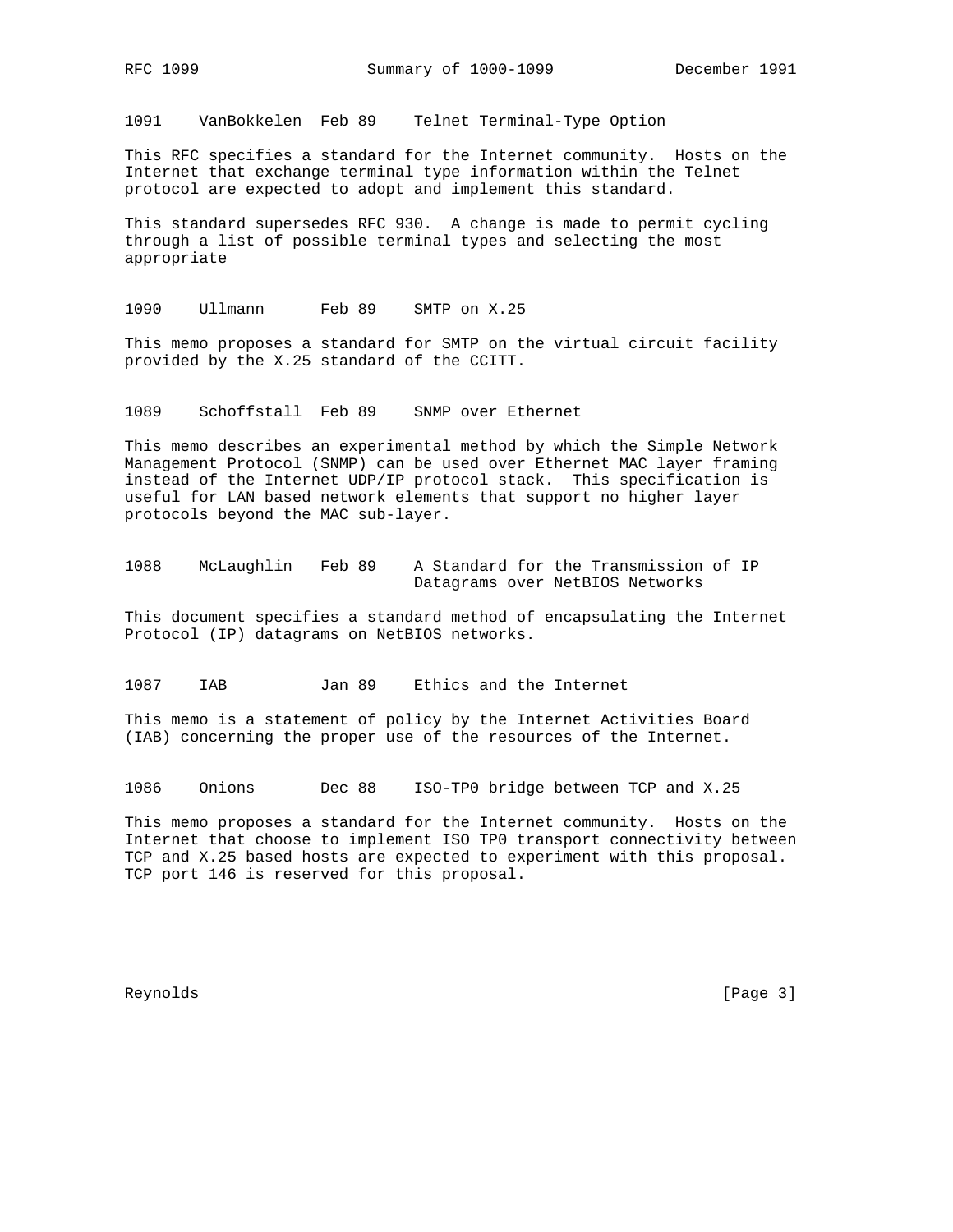1091    VanBokkelen  Feb 89    Telnet Terminal-Type Option

This RFC specifies a standard for the Internet community. Hosts on the Internet that exchange terminal type information within the Telnet protocol are expected to adopt and implement this standard.

This standard supersedes RFC 930. A change is made to permit cycling through a list of possible terminal types and selecting the most appropriate

1090    Ullmann      Feb 89    SMTP on X.25

This memo proposes a standard for SMTP on the virtual circuit facility provided by the X.25 standard of the CCITT.

1089    Schoffstall  Feb 89    SNMP over Ethernet

This memo describes an experimental method by which the Simple Network Management Protocol (SNMP) can be used over Ethernet MAC layer framing instead of the Internet UDP/IP protocol stack. This specification is useful for LAN based network elements that support no higher layer protocols beyond the MAC sub-layer.

1088    McLaughlin   Feb 89    A Standard for the Transmission of IP Datagrams over NetBIOS Networks

This document specifies a standard method of encapsulating the Internet Protocol (IP) datagrams on NetBIOS networks.

1087    IAB          Jan 89    Ethics and the Internet

This memo is a statement of policy by the Internet Activities Board (IAB) concerning the proper use of the resources of the Internet.

1086    Onions       Dec 88    ISO-TP0 bridge between TCP and X.25

This memo proposes a standard for the Internet community. Hosts on the Internet that choose to implement ISO TP0 transport connectivity between TCP and X.25 based hosts are expected to experiment with this proposal. TCP port 146 is reserved for this proposal.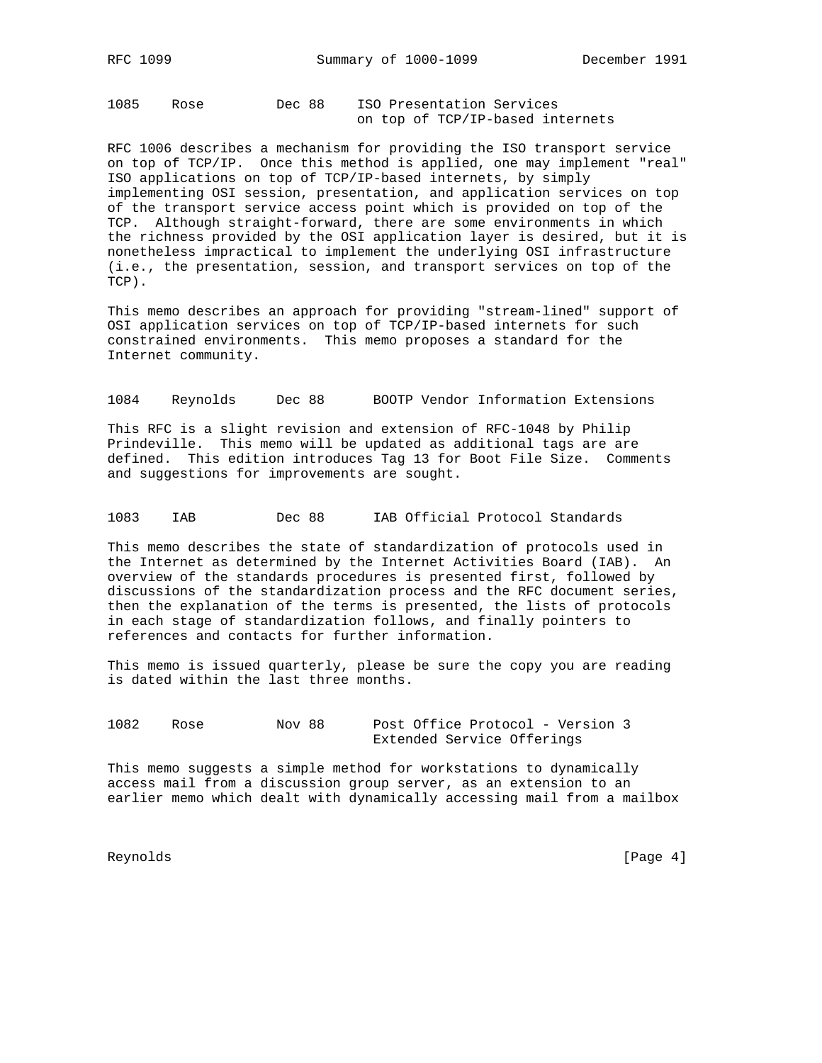```
1085    Rose         Dec 88    ISO Presentation Services
                               on top of TCP/IP-based internets
```

RFC 1006 describes a mechanism for providing the ISO transport service on top of TCP/IP. Once this method is applied, one may implement "real" ISO applications on top of TCP/IP-based internets, by simply implementing OSI session, presentation, and application services on top of the transport service access point which is provided on top of the TCP. Although straight-forward, there are some environments in which the richness provided by the OSI application layer is desired, but it is nonetheless impractical to implement the underlying OSI infrastructure (i.e., the presentation, session, and transport services on top of the TCP).

This memo describes an approach for providing "stream-lined" support of OSI application services on top of TCP/IP-based internets for such constrained environments. This memo proposes a standard for the Internet community.

```
1084    Reynolds     Dec 88      BOOTP Vendor Information Extensions
```

This RFC is a slight revision and extension of RFC-1048 by Philip Prindeville. This memo will be updated as additional tags are are defined. This edition introduces Tag 13 for Boot File Size. Comments and suggestions for improvements are sought.

```
1083    IAB          Dec 88      IAB Official Protocol Standards
```

This memo describes the state of standardization of protocols used in the Internet as determined by the Internet Activities Board (IAB). An overview of the standards procedures is presented first, followed by discussions of the standardization process and the RFC document series, then the explanation of the terms is presented, the lists of protocols in each stage of standardization follows, and finally pointers to references and contacts for further information.

This memo is issued quarterly, please be sure the copy you are reading is dated within the last three months.

```
1082    Rose         Nov 88      Post Office Protocol - Version 3
                                 Extended Service Offerings
```

This memo suggests a simple method for workstations to dynamically access mail from a discussion group server, as an extension to an earlier memo which dealt with dynamically accessing mail from a mailbox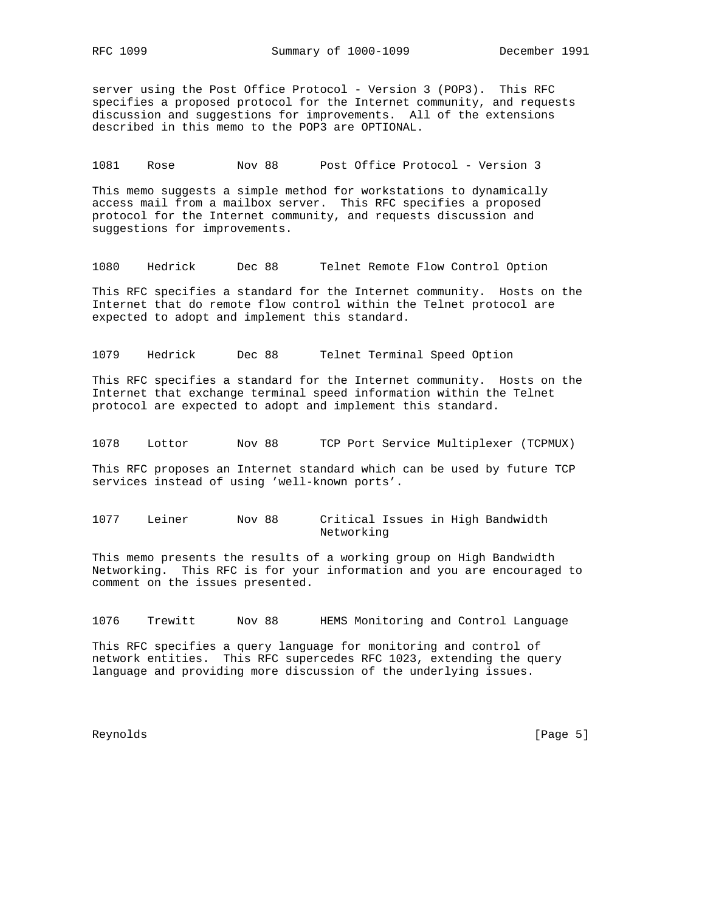server using the Post Office Protocol - Version 3 (POP3). This RFC specifies a proposed protocol for the Internet community, and requests discussion and suggestions for improvements. All of the extensions described in this memo to the POP3 are OPTIONAL.

```
1081    Rose        Nov 88      Post Office Protocol - Version 3
```

This memo suggests a simple method for workstations to dynamically access mail from a mailbox server. This RFC specifies a proposed protocol for the Internet community, and requests discussion and suggestions for improvements.

```
1080    Hedrick     Dec 88      Telnet Remote Flow Control Option
```

This RFC specifies a standard for the Internet community. Hosts on the Internet that do remote flow control within the Telnet protocol are expected to adopt and implement this standard.

```
1079    Hedrick     Dec 88      Telnet Terminal Speed Option
```

This RFC specifies a standard for the Internet community. Hosts on the Internet that exchange terminal speed information within the Telnet protocol are expected to adopt and implement this standard.

```
1078    Lottor      Nov 88      TCP Port Service Multiplexer (TCPMUX)
```

This RFC proposes an Internet standard which can be used by future TCP services instead of using 'well-known ports'.

```
1077    Leiner      Nov 88      Critical Issues in High Bandwidth
                                Networking
```

This memo presents the results of a working group on High Bandwidth Networking. This RFC is for your information and you are encouraged to comment on the issues presented.

```
1076    Trewitt     Nov 88      HEMS Monitoring and Control Language
```

This RFC specifies a query language for monitoring and control of network entities. This RFC supercedes RFC 1023, extending the query language and providing more discussion of the underlying issues.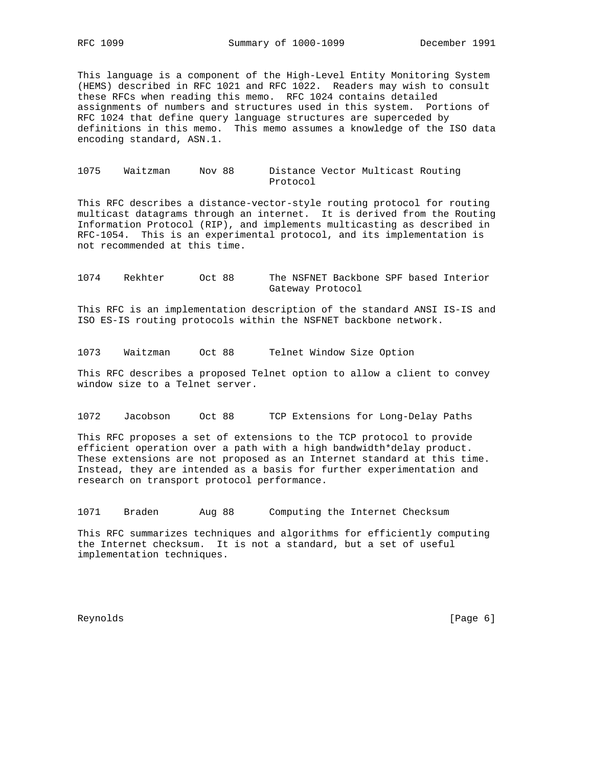This language is a component of the High-Level Entity Monitoring System (HEMS) described in RFC 1021 and RFC 1022. Readers may wish to consult these RFCs when reading this memo. RFC 1024 contains detailed assignments of numbers and structures used in this system. Portions of RFC 1024 that define query language structures are superceded by definitions in this memo. This memo assumes a knowledge of the ISO data encoding standard, ASN.1.

```
1075    Waitzman     Nov 88      Distance Vector Multicast Routing
                                 Protocol
```

This RFC describes a distance-vector-style routing protocol for routing multicast datagrams through an internet. It is derived from the Routing Information Protocol (RIP), and implements multicasting as described in RFC-1054. This is an experimental protocol, and its implementation is not recommended at this time.

```
1074    Rekhter      Oct 88      The NSFNET Backbone SPF based Interior
                                 Gateway Protocol
```

This RFC is an implementation description of the standard ANSI IS-IS and ISO ES-IS routing protocols within the NSFNET backbone network.

```
1073    Waitzman     Oct 88      Telnet Window Size Option
```

This RFC describes a proposed Telnet option to allow a client to convey window size to a Telnet server.

```
1072    Jacobson     Oct 88      TCP Extensions for Long-Delay Paths
```

This RFC proposes a set of extensions to the TCP protocol to provide efficient operation over a path with a high bandwidth*delay product. These extensions are not proposed as an Internet standard at this time. Instead, they are intended as a basis for further experimentation and research on transport protocol performance.

```
1071    Braden       Aug 88      Computing the Internet Checksum
```

This RFC summarizes techniques and algorithms for efficiently computing the Internet checksum. It is not a standard, but a set of useful implementation techniques.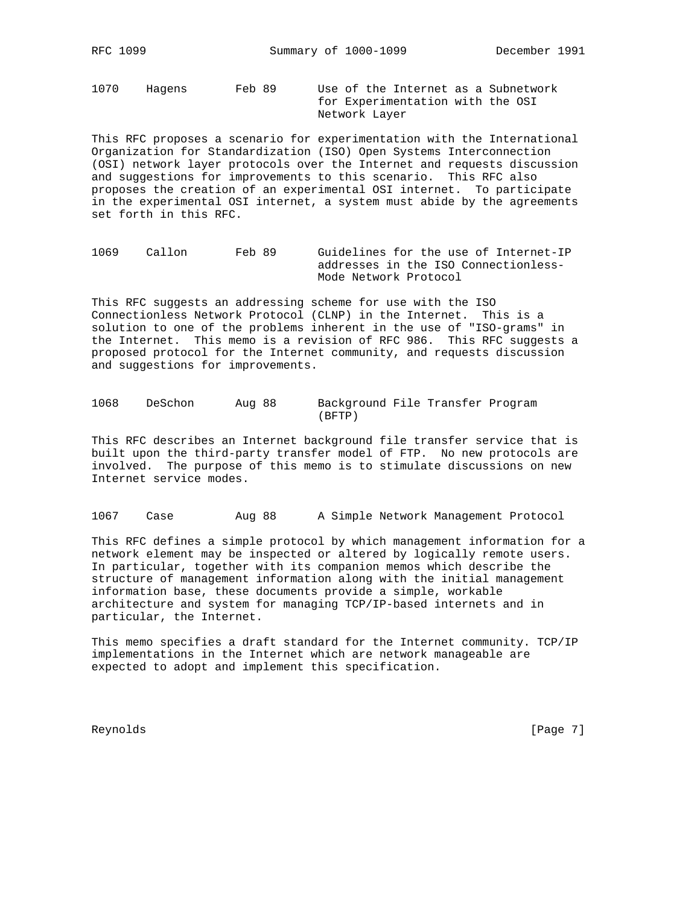1070 Hagens Feb 89 Use of the Internet as a Subnetwork for Experimentation with the OSI Network Layer

This RFC proposes a scenario for experimentation with the International Organization for Standardization (ISO) Open Systems Interconnection (OSI) network layer protocols over the Internet and requests discussion and suggestions for improvements to this scenario. This RFC also proposes the creation of an experimental OSI internet. To participate in the experimental OSI internet, a system must abide by the agreements set forth in this RFC.

1069 Callon Feb 89 Guidelines for the use of Internet-IP addresses in the ISO Connectionless-Mode Network Protocol

This RFC suggests an addressing scheme for use with the ISO Connectionless Network Protocol (CLNP) in the Internet. This is a solution to one of the problems inherent in the use of "ISO-grams" in the Internet. This memo is a revision of RFC 986. This RFC suggests a proposed protocol for the Internet community, and requests discussion and suggestions for improvements.

1068 DeSchon Aug 88 Background File Transfer Program (BFTP)

This RFC describes an Internet background file transfer service that is built upon the third-party transfer model of FTP. No new protocols are involved. The purpose of this memo is to stimulate discussions on new Internet service modes.

1067 Case Aug 88 A Simple Network Management Protocol

This RFC defines a simple protocol by which management information for a network element may be inspected or altered by logically remote users. In particular, together with its companion memos which describe the structure of management information along with the initial management information base, these documents provide a simple, workable architecture and system for managing TCP/IP-based internets and in particular, the Internet.

This memo specifies a draft standard for the Internet community. TCP/IP implementations in the Internet which are network manageable are expected to adopt and implement this specification.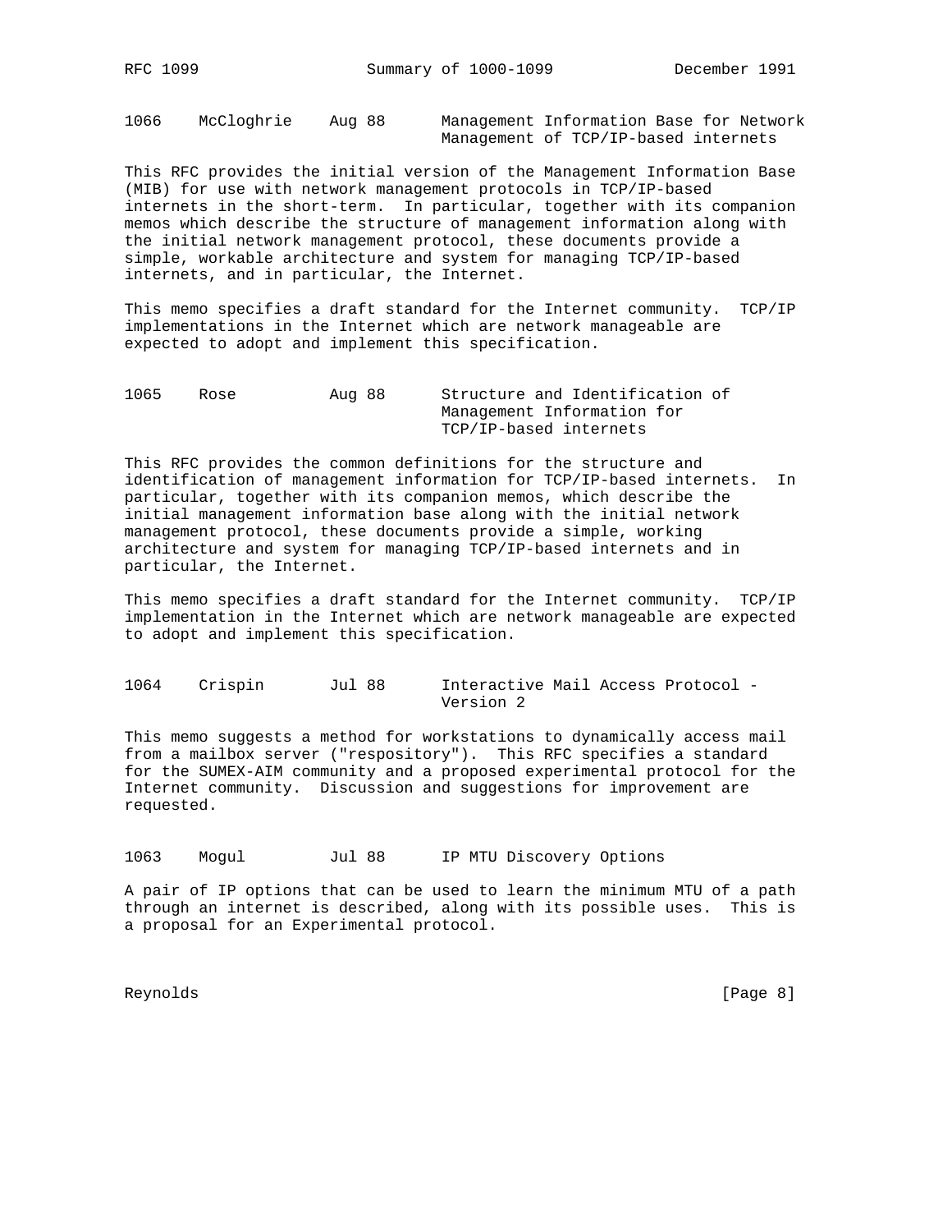1066    McCloghrie    Aug 88      Management Information Base for Network
                                  Management of TCP/IP-based internets

This RFC provides the initial version of the Management Information Base (MIB) for use with network management protocols in TCP/IP-based internets in the short-term.  In particular, together with its companion memos which describe the structure of management information along with the initial network management protocol, these documents provide a simple, workable architecture and system for managing TCP/IP-based internets, and in particular, the Internet.

This memo specifies a draft standard for the Internet community.  TCP/IP implementations in the Internet which are network manageable are expected to adopt and implement this specification.

1065    Rose          Aug 88      Structure and Identification of
                                  Management Information for
                                  TCP/IP-based internets

This RFC provides the common definitions for the structure and identification of management information for TCP/IP-based internets.  In particular, together with its companion memos, which describe the initial management information base along with the initial network management protocol, these documents provide a simple, working architecture and system for managing TCP/IP-based internets and in particular, the Internet.

This memo specifies a draft standard for the Internet community.  TCP/IP implementation in the Internet which are network manageable are expected to adopt and implement this specification.

1064    Crispin       Jul 88      Interactive Mail Access Protocol -
                                  Version 2

This memo suggests a method for workstations to dynamically access mail from a mailbox server ("respository").  This RFC specifies a standard for the SUMEX-AIM community and a proposed experimental protocol for the Internet community.  Discussion and suggestions for improvement are requested.

1063    Mogul         Jul 88      IP MTU Discovery Options

A pair of IP options that can be used to learn the minimum MTU of a path through an internet is described, along with its possible uses.  This is a proposal for an Experimental protocol.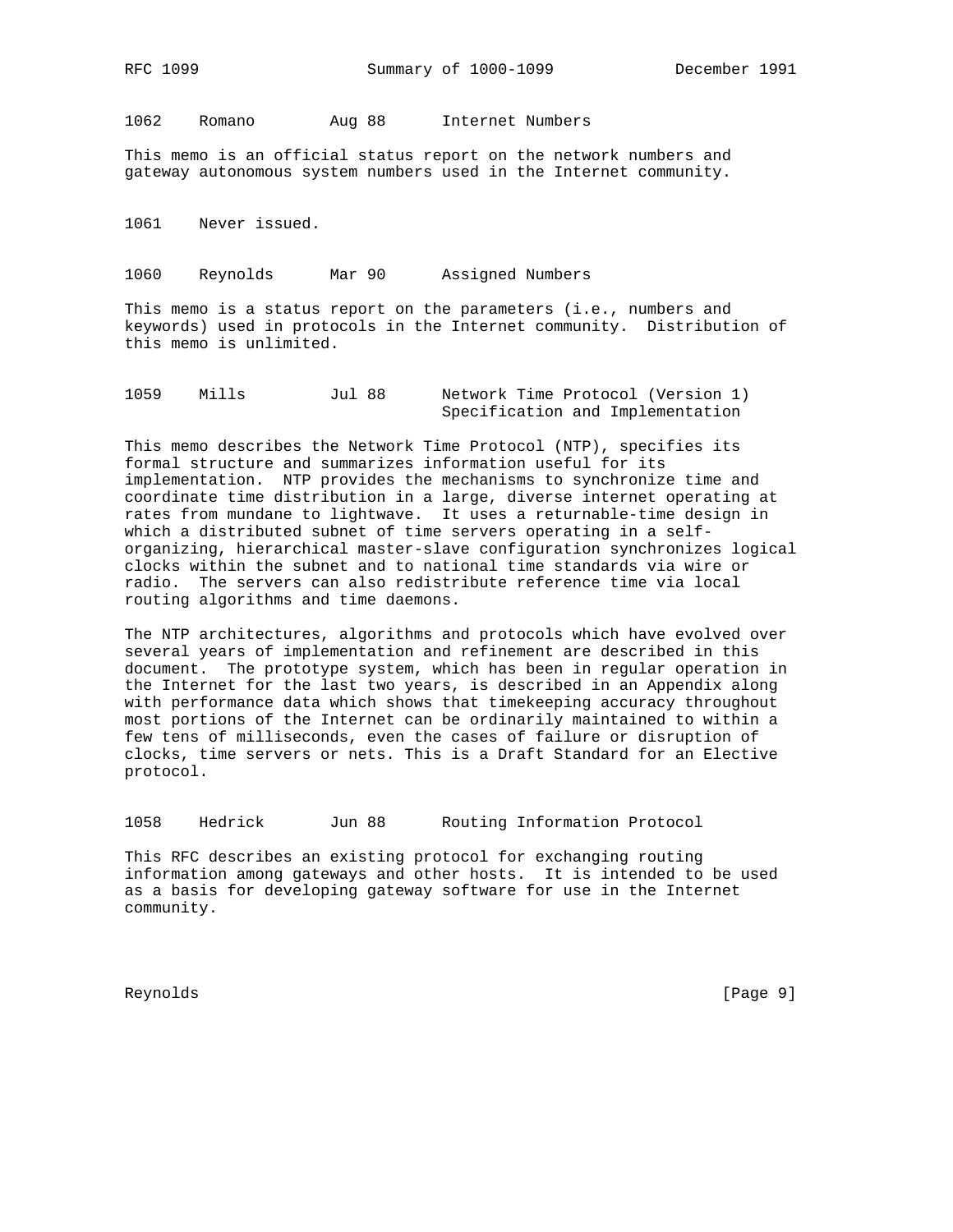1062    Romano        Aug 88      Internet Numbers

This memo is an official status report on the network numbers and gateway autonomous system numbers used in the Internet community.

1061    Never issued.

1060    Reynolds      Mar 90      Assigned Numbers

This memo is a status report on the parameters (i.e., numbers and keywords) used in protocols in the Internet community. Distribution of this memo is unlimited.

1059    Mills         Jul 88      Network Time Protocol (Version 1) Specification and Implementation

This memo describes the Network Time Protocol (NTP), specifies its formal structure and summarizes information useful for its implementation. NTP provides the mechanisms to synchronize time and coordinate time distribution in a large, diverse internet operating at rates from mundane to lightwave. It uses a returnable-time design in which a distributed subnet of time servers operating in a self-organizing, hierarchical master-slave configuration synchronizes logical clocks within the subnet and to national time standards via wire or radio. The servers can also redistribute reference time via local routing algorithms and time daemons.

The NTP architectures, algorithms and protocols which have evolved over several years of implementation and refinement are described in this document. The prototype system, which has been in regular operation in the Internet for the last two years, is described in an Appendix along with performance data which shows that timekeeping accuracy throughout most portions of the Internet can be ordinarily maintained to within a few tens of milliseconds, even the cases of failure or disruption of clocks, time servers or nets. This is a Draft Standard for an Elective protocol.

1058    Hedrick       Jun 88      Routing Information Protocol

This RFC describes an existing protocol for exchanging routing information among gateways and other hosts. It is intended to be used as a basis for developing gateway software for use in the Internet community.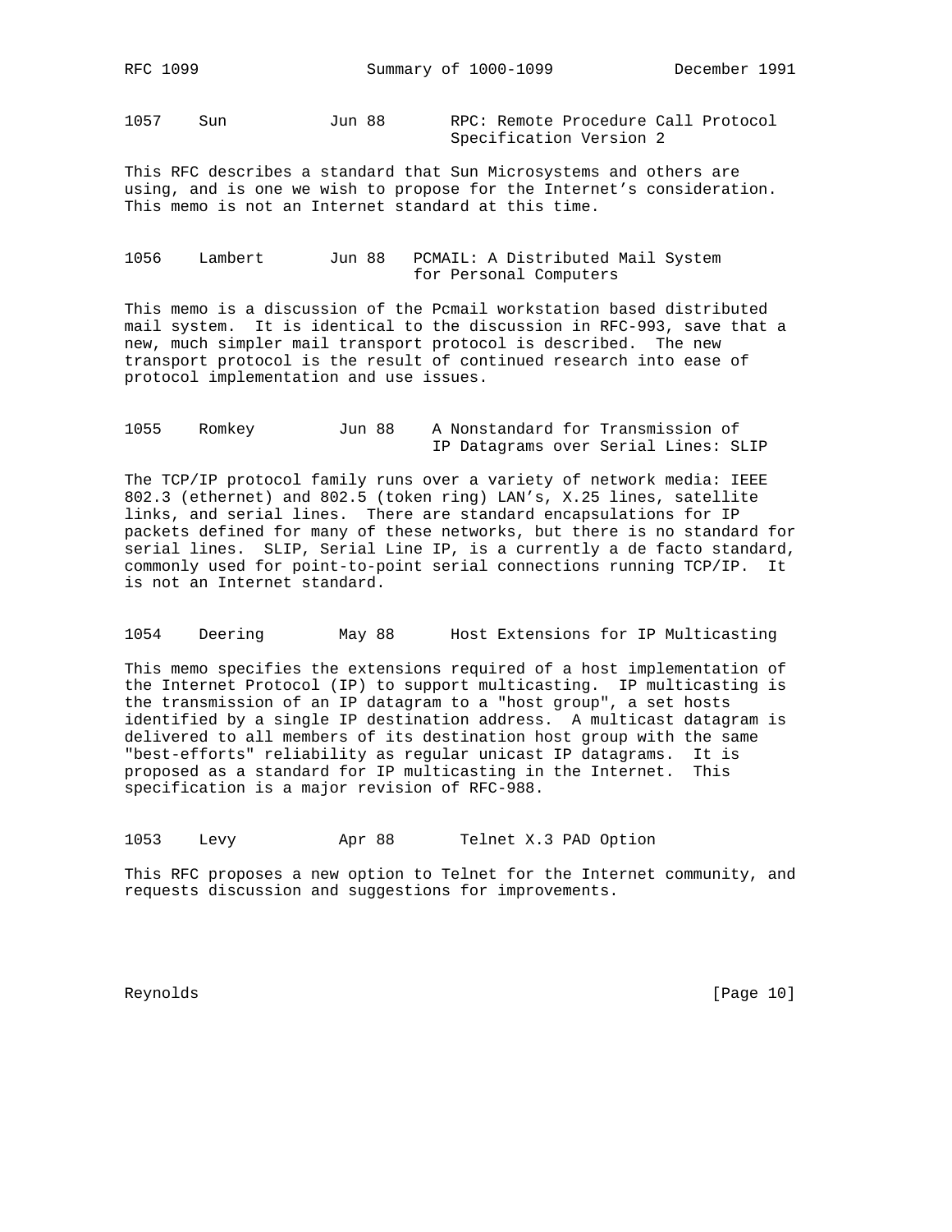1057    Sun           Jun 88       RPC: Remote Procedure Call Protocol
                                   Specification Version 2

This RFC describes a standard that Sun Microsystems and others are using, and is one we wish to propose for the Internet's consideration. This memo is not an Internet standard at this time.

1056    Lambert       Jun 88   PCMAIL: A Distributed Mail System
                               for Personal Computers

This memo is a discussion of the Pcmail workstation based distributed mail system. It is identical to the discussion in RFC-993, save that a new, much simpler mail transport protocol is described. The new transport protocol is the result of continued research into ease of protocol implementation and use issues.

1055    Romkey         Jun 88    A Nonstandard for Transmission of
                                 IP Datagrams over Serial Lines: SLIP

The TCP/IP protocol family runs over a variety of network media: IEEE 802.3 (ethernet) and 802.5 (token ring) LAN's, X.25 lines, satellite links, and serial lines. There are standard encapsulations for IP packets defined for many of these networks, but there is no standard for serial lines. SLIP, Serial Line IP, is a currently a de facto standard, commonly used for point-to-point serial connections running TCP/IP. It is not an Internet standard.

1054    Deering        May 88      Host Extensions for IP Multicasting

This memo specifies the extensions required of a host implementation of the Internet Protocol (IP) to support multicasting. IP multicasting is the transmission of an IP datagram to a "host group", a set hosts identified by a single IP destination address. A multicast datagram is delivered to all members of its destination host group with the same "best-efforts" reliability as regular unicast IP datagrams. It is proposed as a standard for IP multicasting in the Internet. This specification is a major revision of RFC-988.

1053    Levy           Apr 88       Telnet X.3 PAD Option

This RFC proposes a new option to Telnet for the Internet community, and requests discussion and suggestions for improvements.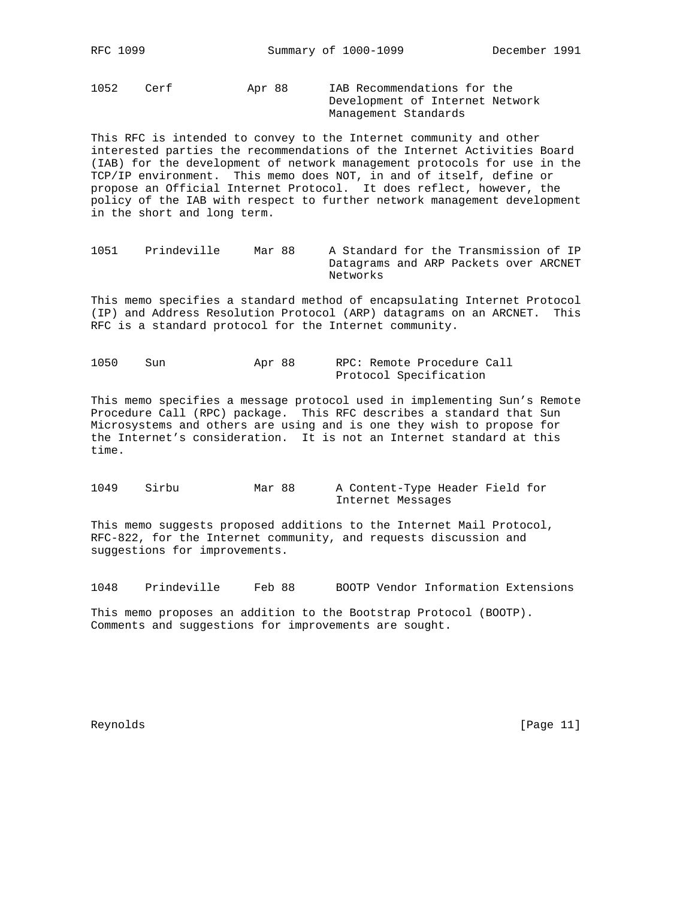1052    Cerf          Apr 88      IAB Recommendations for the
                                  Development of Internet Network
                                  Management Standards

This RFC is intended to convey to the Internet community and other interested parties the recommendations of the Internet Activities Board (IAB) for the development of network management protocols for use in the TCP/IP environment. This memo does NOT, in and of itself, define or propose an Official Internet Protocol. It does reflect, however, the policy of the IAB with respect to further network management development in the short and long term.

1051    Prindeville   Mar 88      A Standard for the Transmission of IP
                                  Datagrams and ARP Packets over ARCNET
                                  Networks

This memo specifies a standard method of encapsulating Internet Protocol (IP) and Address Resolution Protocol (ARP) datagrams on an ARCNET. This RFC is a standard protocol for the Internet community.

1050    Sun           Apr 88      RPC: Remote Procedure Call
                                  Protocol Specification

This memo specifies a message protocol used in implementing Sun's Remote Procedure Call (RPC) package. This RFC describes a standard that Sun Microsystems and others are using and is one they wish to propose for the Internet's consideration. It is not an Internet standard at this time.

1049    Sirbu         Mar 88      A Content-Type Header Field for
                                  Internet Messages

This memo suggests proposed additions to the Internet Mail Protocol, RFC-822, for the Internet community, and requests discussion and suggestions for improvements.

1048    Prindeville   Feb 88      BOOTP Vendor Information Extensions

This memo proposes an addition to the Bootstrap Protocol (BOOTP). Comments and suggestions for improvements are sought.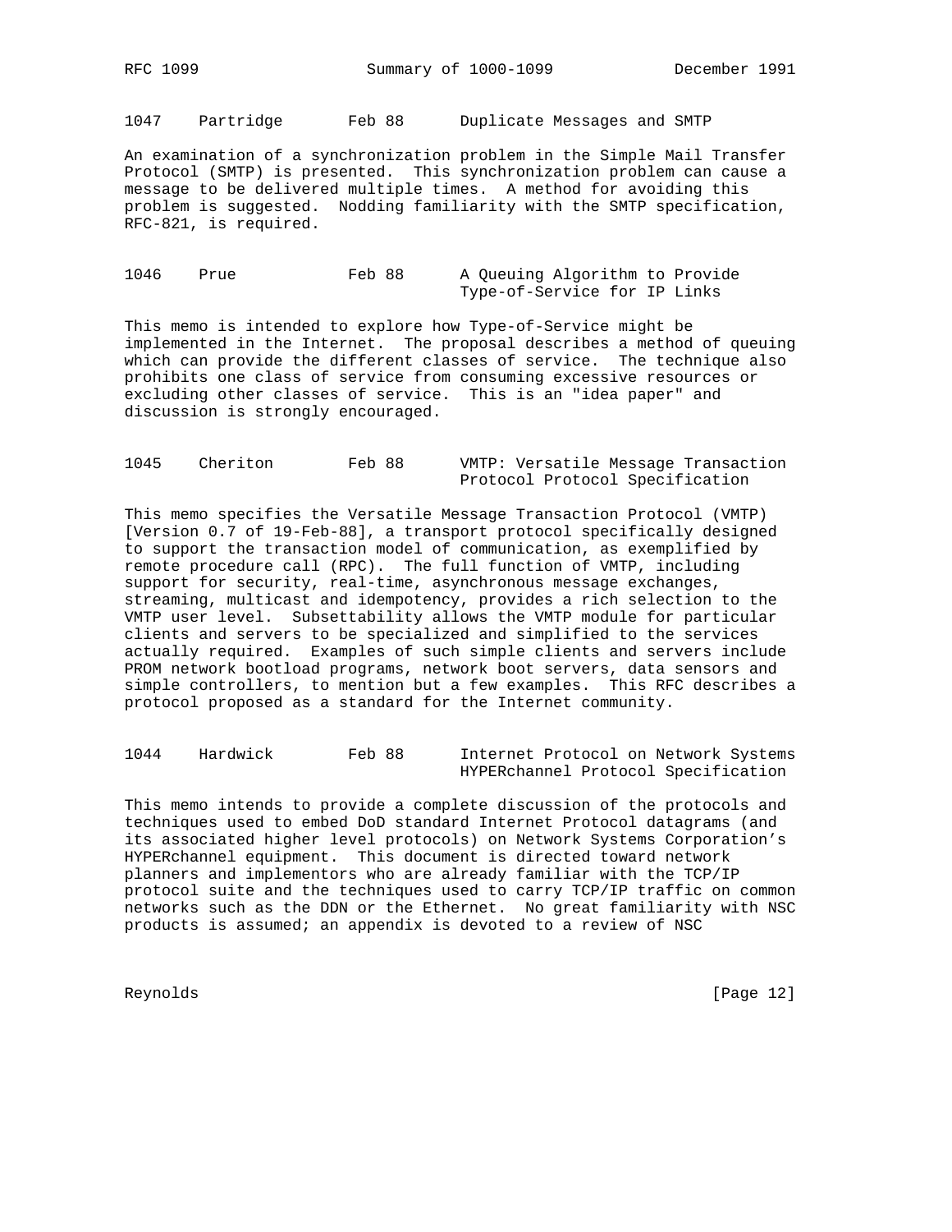1047    Partridge       Feb 88      Duplicate Messages and SMTP

An examination of a synchronization problem in the Simple Mail Transfer Protocol (SMTP) is presented. This synchronization problem can cause a message to be delivered multiple times. A method for avoiding this problem is suggested. Nodding familiarity with the SMTP specification, RFC-821, is required.

1046    Prue            Feb 88      A Queuing Algorithm to Provide Type-of-Service for IP Links

This memo is intended to explore how Type-of-Service might be implemented in the Internet. The proposal describes a method of queuing which can provide the different classes of service. The technique also prohibits one class of service from consuming excessive resources or excluding other classes of service. This is an "idea paper" and discussion is strongly encouraged.

1045    Cheriton        Feb 88      VMTP: Versatile Message Transaction Protocol Protocol Specification

This memo specifies the Versatile Message Transaction Protocol (VMTP) [Version 0.7 of 19-Feb-88], a transport protocol specifically designed to support the transaction model of communication, as exemplified by remote procedure call (RPC). The full function of VMTP, including support for security, real-time, asynchronous message exchanges, streaming, multicast and idempotency, provides a rich selection to the VMTP user level. Subsettability allows the VMTP module for particular clients and servers to be specialized and simplified to the services actually required. Examples of such simple clients and servers include PROM network bootload programs, network boot servers, data sensors and simple controllers, to mention but a few examples. This RFC describes a protocol proposed as a standard for the Internet community.

1044    Hardwick        Feb 88      Internet Protocol on Network Systems HYPERchannel Protocol Specification

This memo intends to provide a complete discussion of the protocols and techniques used to embed DoD standard Internet Protocol datagrams (and its associated higher level protocols) on Network Systems Corporation's HYPERchannel equipment. This document is directed toward network planners and implementors who are already familiar with the TCP/IP protocol suite and the techniques used to carry TCP/IP traffic on common networks such as the DDN or the Ethernet. No great familiarity with NSC products is assumed; an appendix is devoted to a review of NSC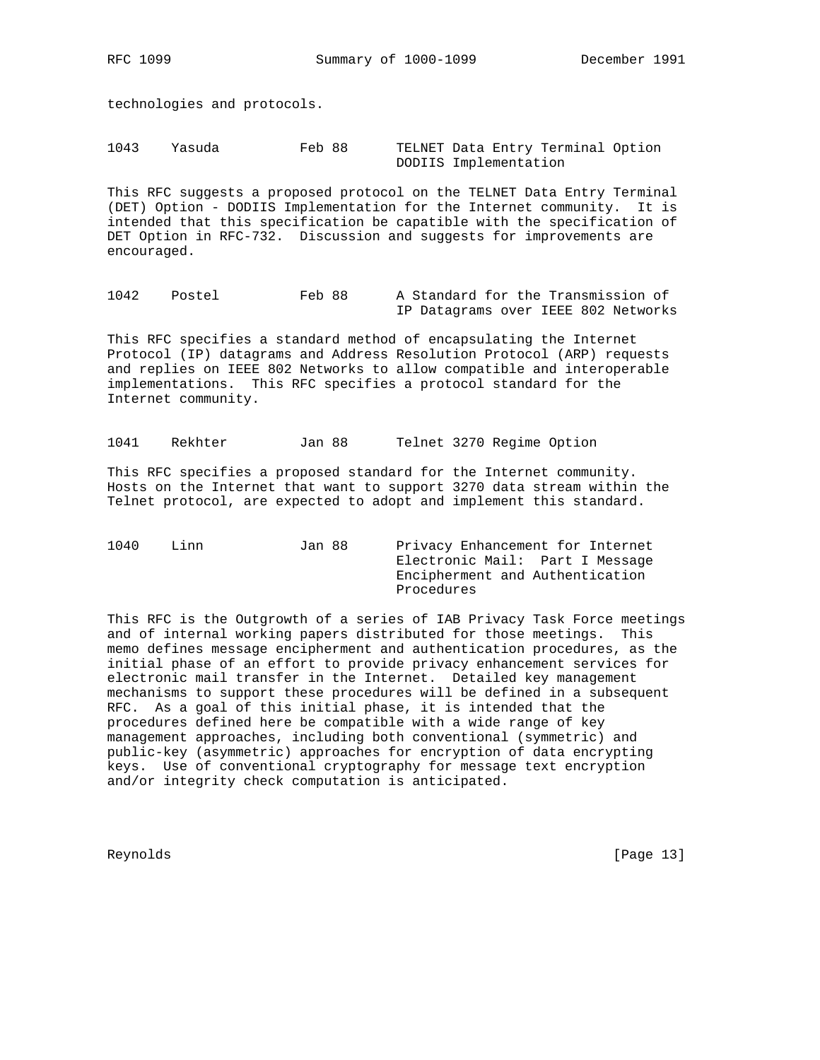technologies and protocols.

```
1043    Yasuda          Feb 88      TELNET Data Entry Terminal Option
                                    DODIIS Implementation
```

This RFC suggests a proposed protocol on the TELNET Data Entry Terminal (DET) Option - DODIIS Implementation for the Internet community. It is intended that this specification be capatible with the specification of DET Option in RFC-732. Discussion and suggests for improvements are encouraged.

```
1042    Postel          Feb 88      A Standard for the Transmission of
                                    IP Datagrams over IEEE 802 Networks
```

This RFC specifies a standard method of encapsulating the Internet Protocol (IP) datagrams and Address Resolution Protocol (ARP) requests and replies on IEEE 802 Networks to allow compatible and interoperable implementations. This RFC specifies a protocol standard for the Internet community.

```
1041    Rekhter         Jan 88      Telnet 3270 Regime Option
```

This RFC specifies a proposed standard for the Internet community. Hosts on the Internet that want to support 3270 data stream within the Telnet protocol, are expected to adopt and implement this standard.

```
1040    Linn            Jan 88      Privacy Enhancement for Internet
                                    Electronic Mail:  Part I Message
                                    Encipherment and Authentication
                                    Procedures
```

This RFC is the Outgrowth of a series of IAB Privacy Task Force meetings and of internal working papers distributed for those meetings. This memo defines message encipherment and authentication procedures, as the initial phase of an effort to provide privacy enhancement services for electronic mail transfer in the Internet. Detailed key management mechanisms to support these procedures will be defined in a subsequent RFC. As a goal of this initial phase, it is intended that the procedures defined here be compatible with a wide range of key management approaches, including both conventional (symmetric) and public-key (asymmetric) approaches for encryption of data encrypting keys. Use of conventional cryptography for message text encryption and/or integrity check computation is anticipated.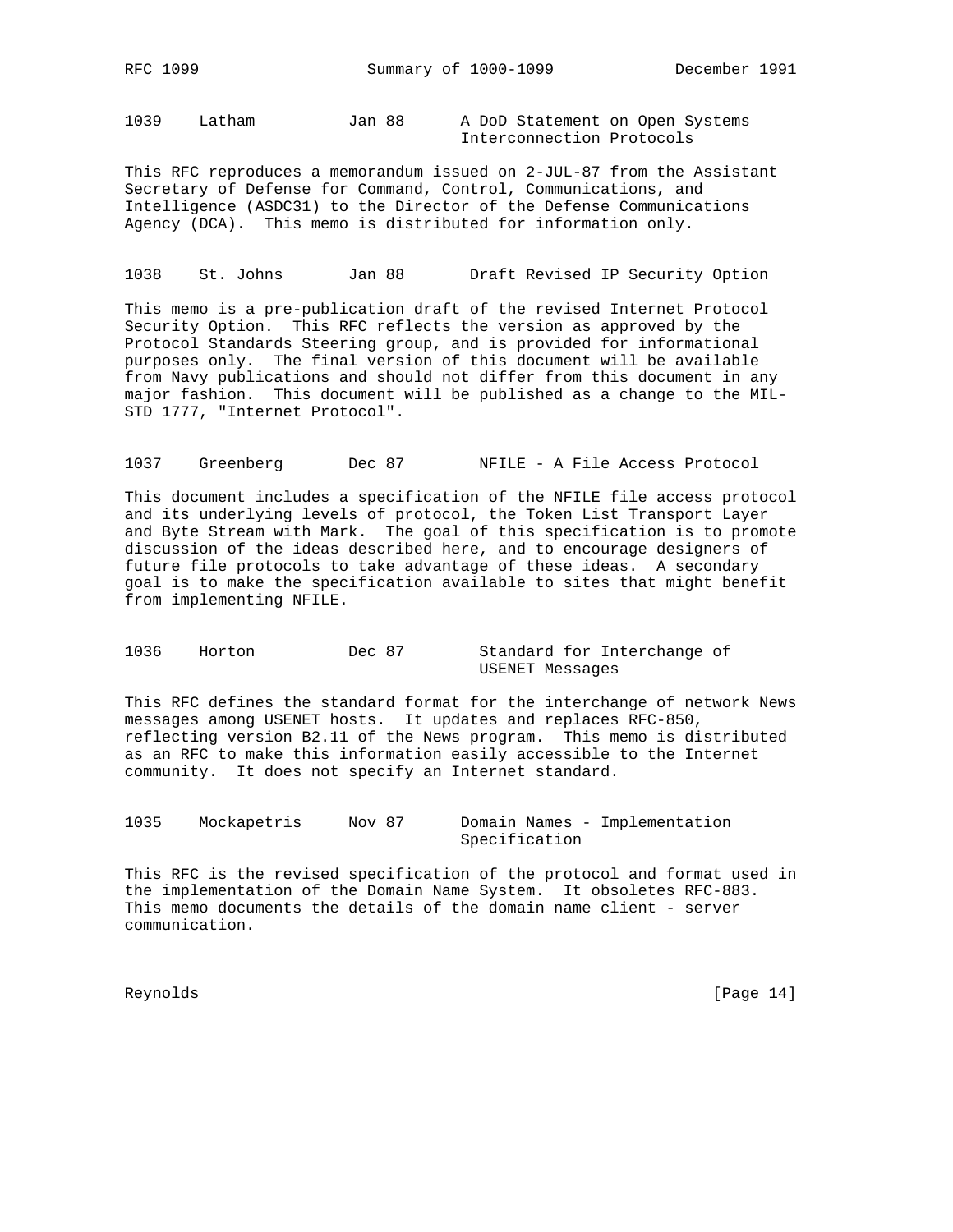1039    Latham          Jan 88      A DoD Statement on Open Systems
                                    Interconnection Protocols

This RFC reproduces a memorandum issued on 2-JUL-87 from the Assistant Secretary of Defense for Command, Control, Communications, and Intelligence (ASDC31) to the Director of the Defense Communications Agency (DCA). This memo is distributed for information only.

1038    St. Johns       Jan 88       Draft Revised IP Security Option

This memo is a pre-publication draft of the revised Internet Protocol Security Option. This RFC reflects the version as approved by the Protocol Standards Steering group, and is provided for informational purposes only. The final version of this document will be available from Navy publications and should not differ from this document in any major fashion. This document will be published as a change to the MIL-STD 1777, "Internet Protocol".

1037    Greenberg       Dec 87        NFILE - A File Access Protocol

This document includes a specification of the NFILE file access protocol and its underlying levels of protocol, the Token List Transport Layer and Byte Stream with Mark. The goal of this specification is to promote discussion of the ideas described here, and to encourage designers of future file protocols to take advantage of these ideas. A secondary goal is to make the specification available to sites that might benefit from implementing NFILE.

1036    Horton          Dec 87        Standard for Interchange of
                                      USENET Messages

This RFC defines the standard format for the interchange of network News messages among USENET hosts. It updates and replaces RFC-850, reflecting version B2.11 of the News program. This memo is distributed as an RFC to make this information easily accessible to the Internet community. It does not specify an Internet standard.

1035    Mockapetris     Nov 87      Domain Names - Implementation
                                    Specification

This RFC is the revised specification of the protocol and format used in the implementation of the Domain Name System. It obsoletes RFC-883. This memo documents the details of the domain name client - server communication.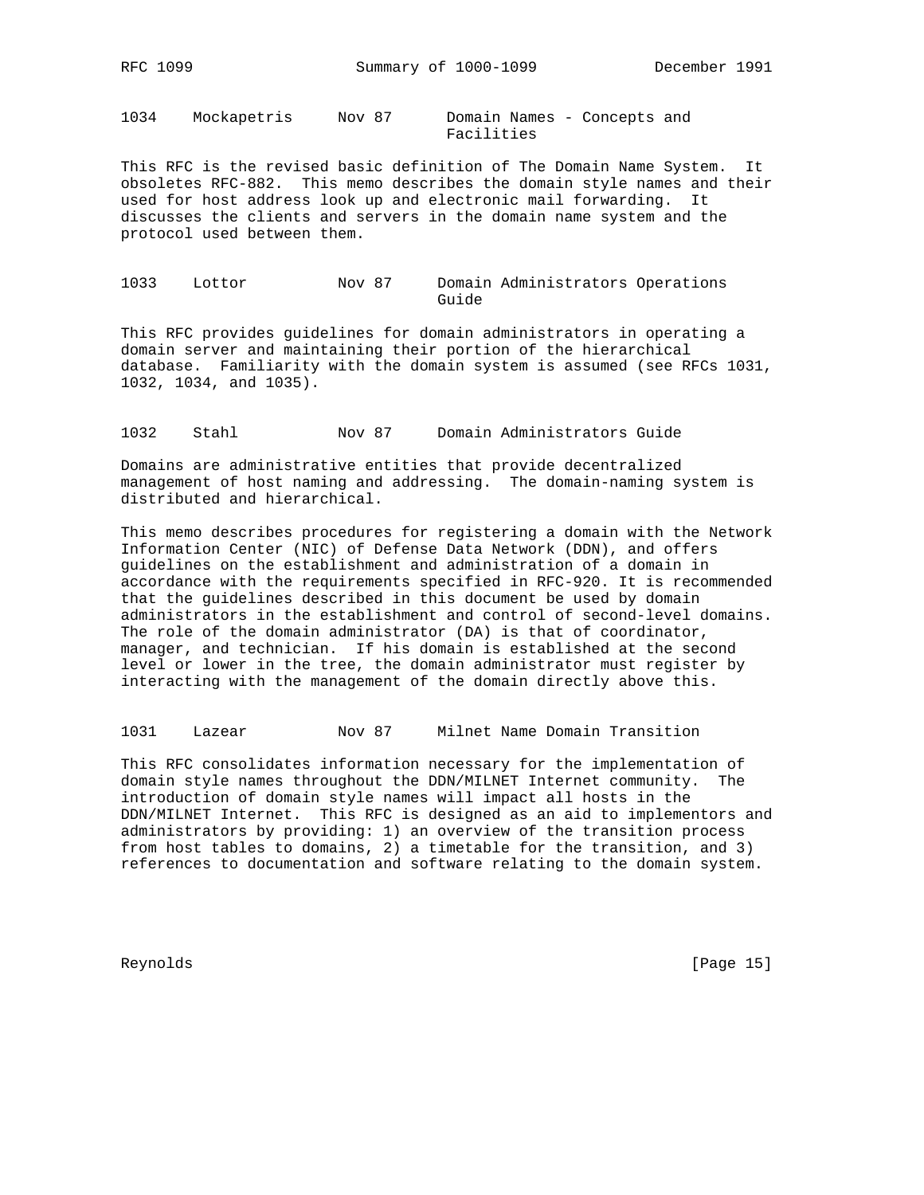1034 Mockapetris Nov 87 Domain Names - Concepts and Facilities

This RFC is the revised basic definition of The Domain Name System. It obsoletes RFC-882. This memo describes the domain style names and their used for host address look up and electronic mail forwarding. It discusses the clients and servers in the domain name system and the protocol used between them.

1033 Lottor Nov 87 Domain Administrators Operations Guide

This RFC provides guidelines for domain administrators in operating a domain server and maintaining their portion of the hierarchical database. Familiarity with the domain system is assumed (see RFCs 1031, 1032, 1034, and 1035).

1032 Stahl Nov 87 Domain Administrators Guide

Domains are administrative entities that provide decentralized management of host naming and addressing. The domain-naming system is distributed and hierarchical.

This memo describes procedures for registering a domain with the Network Information Center (NIC) of Defense Data Network (DDN), and offers guidelines on the establishment and administration of a domain in accordance with the requirements specified in RFC-920. It is recommended that the guidelines described in this document be used by domain administrators in the establishment and control of second-level domains. The role of the domain administrator (DA) is that of coordinator, manager, and technician. If his domain is established at the second level or lower in the tree, the domain administrator must register by interacting with the management of the domain directly above this.

1031 Lazear Nov 87 Milnet Name Domain Transition

This RFC consolidates information necessary for the implementation of domain style names throughout the DDN/MILNET Internet community. The introduction of domain style names will impact all hosts in the DDN/MILNET Internet. This RFC is designed as an aid to implementors and administrators by providing: 1) an overview of the transition process from host tables to domains, 2) a timetable for the transition, and 3) references to documentation and software relating to the domain system.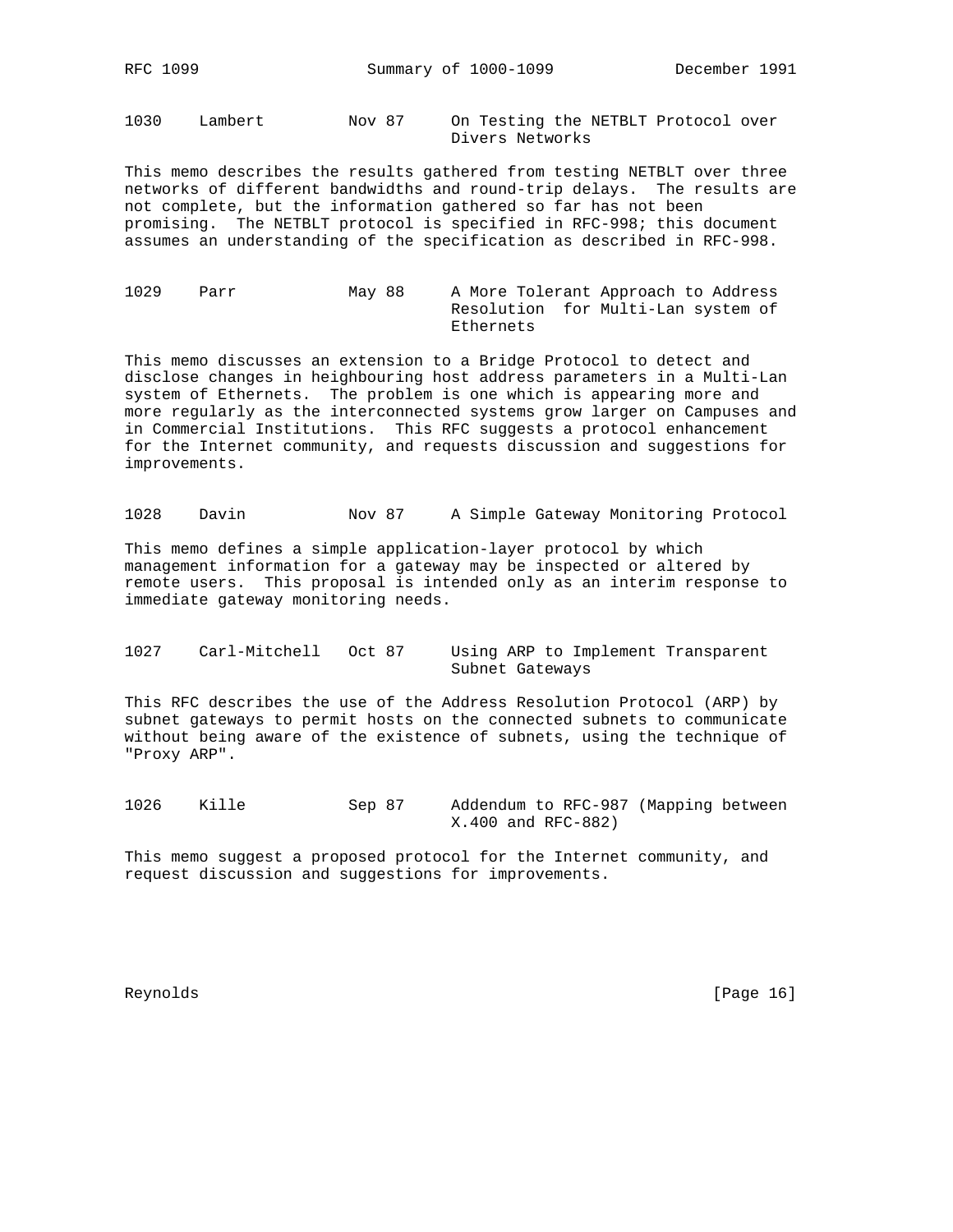```
1030    Lambert         Nov 87     On Testing the NETBLT Protocol over
                                   Divers Networks
```

This memo describes the results gathered from testing NETBLT over three networks of different bandwidths and round-trip delays. The results are not complete, but the information gathered so far has not been promising. The NETBLT protocol is specified in RFC-998; this document assumes an understanding of the specification as described in RFC-998.

```
1029    Parr            May 88     A More Tolerant Approach to Address
                                   Resolution  for Multi-Lan system of
                                   Ethernets
```

This memo discusses an extension to a Bridge Protocol to detect and disclose changes in heighbouring host address parameters in a Multi-Lan system of Ethernets. The problem is one which is appearing more and more regularly as the interconnected systems grow larger on Campuses and in Commercial Institutions. This RFC suggests a protocol enhancement for the Internet community, and requests discussion and suggestions for improvements.

```
1028    Davin           Nov 87     A Simple Gateway Monitoring Protocol
```

This memo defines a simple application-layer protocol by which management information for a gateway may be inspected or altered by remote users. This proposal is intended only as an interim response to immediate gateway monitoring needs.

```
1027    Carl-Mitchell   Oct 87     Using ARP to Implement Transparent
                                   Subnet Gateways
```

This RFC describes the use of the Address Resolution Protocol (ARP) by subnet gateways to permit hosts on the connected subnets to communicate without being aware of the existence of subnets, using the technique of "Proxy ARP".

```
1026    Kille           Sep 87     Addendum to RFC-987 (Mapping between
                                   X.400 and RFC-882)
```

This memo suggest a proposed protocol for the Internet community, and request discussion and suggestions for improvements.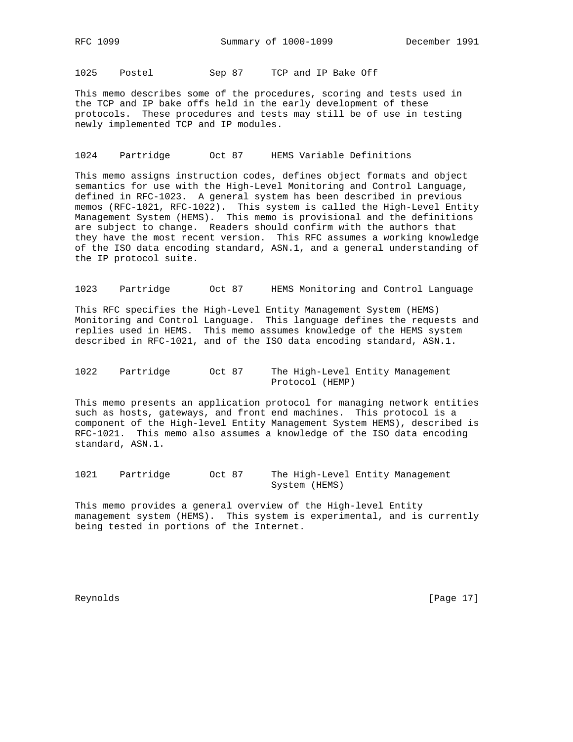1025    Postel          Sep 87     TCP and IP Bake Off

This memo describes some of the procedures, scoring and tests used in the TCP and IP bake offs held in the early development of these protocols. These procedures and tests may still be of use in testing newly implemented TCP and IP modules.

1024    Partridge       Oct 87     HEMS Variable Definitions

This memo assigns instruction codes, defines object formats and object semantics for use with the High-Level Monitoring and Control Language, defined in RFC-1023. A general system has been described in previous memos (RFC-1021, RFC-1022). This system is called the High-Level Entity Management System (HEMS). This memo is provisional and the definitions are subject to change. Readers should confirm with the authors that they have the most recent version. This RFC assumes a working knowledge of the ISO data encoding standard, ASN.1, and a general understanding of the IP protocol suite.

1023    Partridge       Oct 87     HEMS Monitoring and Control Language

This RFC specifies the High-Level Entity Management System (HEMS) Monitoring and Control Language. This language defines the requests and replies used in HEMS. This memo assumes knowledge of the HEMS system described in RFC-1021, and of the ISO data encoding standard, ASN.1.

1022    Partridge       Oct 87     The High-Level Entity Management Protocol (HEMP)

This memo presents an application protocol for managing network entities such as hosts, gateways, and front end machines. This protocol is a component of the High-level Entity Management System HEMS), described is RFC-1021. This memo also assumes a knowledge of the ISO data encoding standard, ASN.1.

1021    Partridge       Oct 87     The High-Level Entity Management System (HEMS)

This memo provides a general overview of the High-level Entity management system (HEMS). This system is experimental, and is currently being tested in portions of the Internet.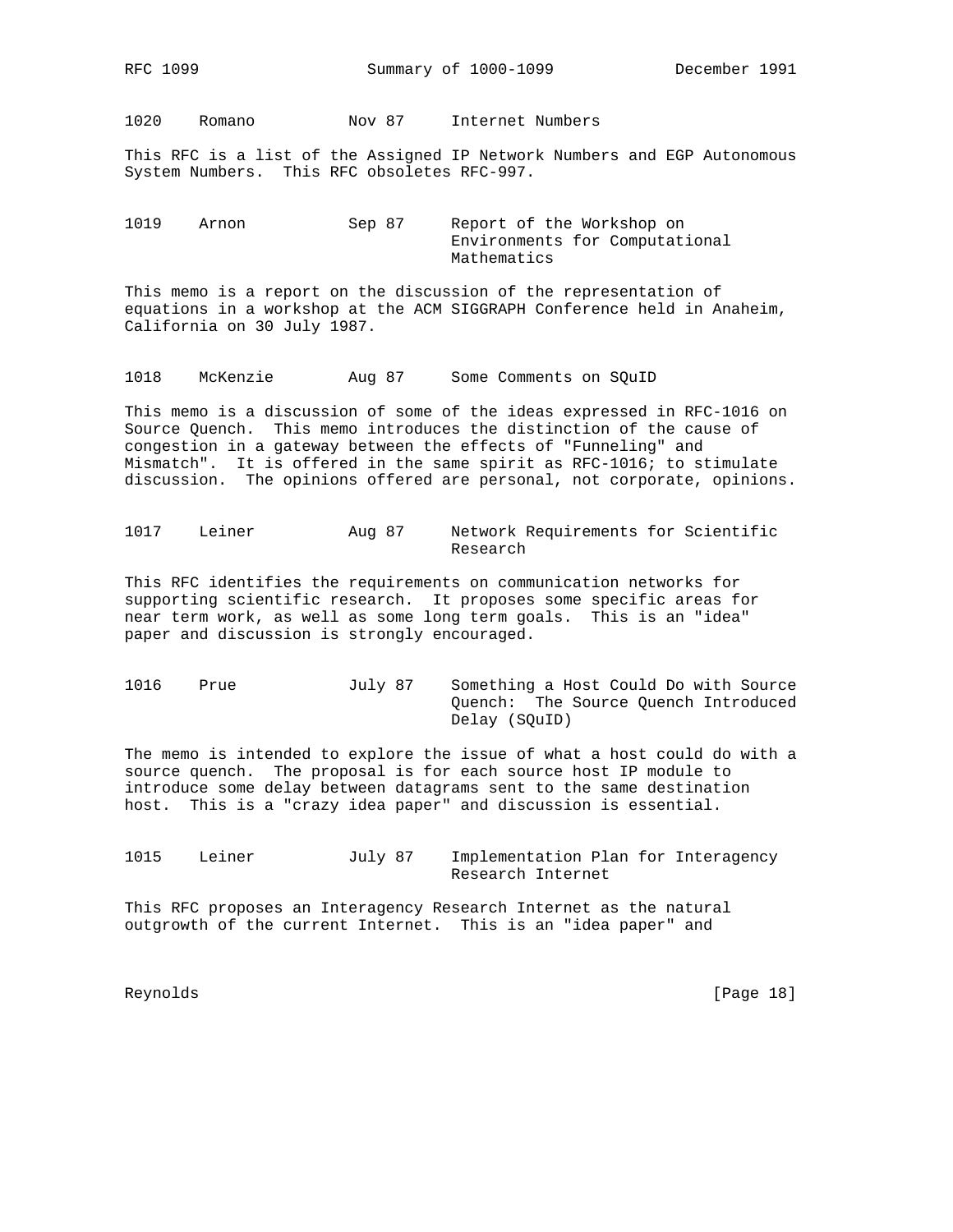1020    Romano          Nov 87     Internet Numbers

This RFC is a list of the Assigned IP Network Numbers and EGP Autonomous System Numbers. This RFC obsoletes RFC-997.

1019    Arnon           Sep 87     Report of the Workshop on Environments for Computational Mathematics

This memo is a report on the discussion of the representation of equations in a workshop at the ACM SIGGRAPH Conference held in Anaheim, California on 30 July 1987.

1018    McKenzie        Aug 87     Some Comments on SQuID

This memo is a discussion of some of the ideas expressed in RFC-1016 on Source Quench. This memo introduces the distinction of the cause of congestion in a gateway between the effects of "Funneling" and Mismatch". It is offered in the same spirit as RFC-1016; to stimulate discussion. The opinions offered are personal, not corporate, opinions.

1017    Leiner          Aug 87     Network Requirements for Scientific Research

This RFC identifies the requirements on communication networks for supporting scientific research. It proposes some specific areas for near term work, as well as some long term goals. This is an "idea" paper and discussion is strongly encouraged.

1016    Prue            July 87    Something a Host Could Do with Source Quench: The Source Quench Introduced Delay (SQuID)

The memo is intended to explore the issue of what a host could do with a source quench. The proposal is for each source host IP module to introduce some delay between datagrams sent to the same destination host. This is a "crazy idea paper" and discussion is essential.

1015    Leiner          July 87    Implementation Plan for Interagency Research Internet

This RFC proposes an Interagency Research Internet as the natural outgrowth of the current Internet. This is an "idea paper" and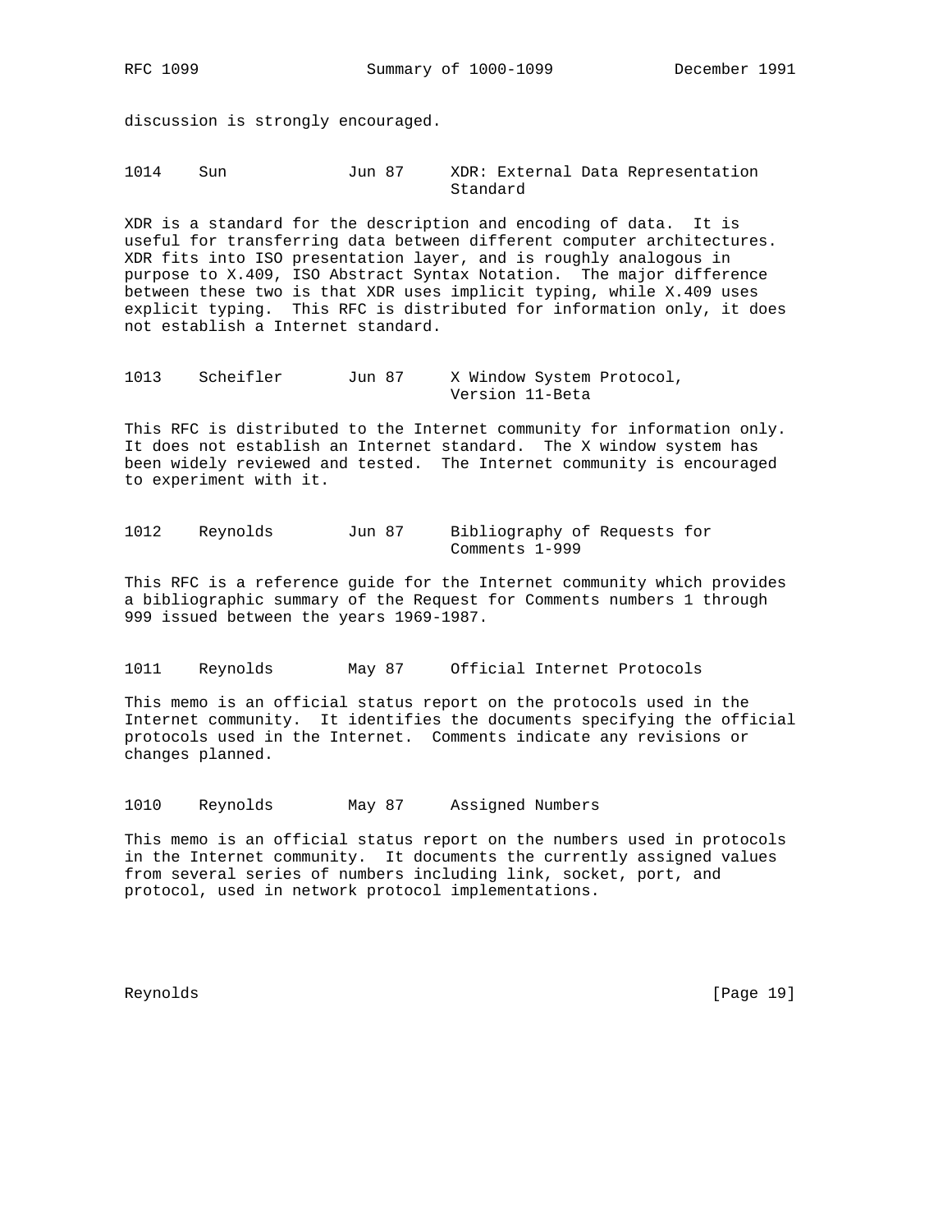discussion is strongly encouraged.

```
1014    Sun             Jun 87     XDR: External Data Representation
                                   Standard
```

XDR is a standard for the description and encoding of data. It is useful for transferring data between different computer architectures. XDR fits into ISO presentation layer, and is roughly analogous in purpose to X.409, ISO Abstract Syntax Notation. The major difference between these two is that XDR uses implicit typing, while X.409 uses explicit typing. This RFC is distributed for information only, it does not establish a Internet standard.

```
1013    Scheifler       Jun 87     X Window System Protocol,
                                   Version 11-Beta
```

This RFC is distributed to the Internet community for information only. It does not establish an Internet standard. The X window system has been widely reviewed and tested. The Internet community is encouraged to experiment with it.

```
1012    Reynolds        Jun 87     Bibliography of Requests for
                                   Comments 1-999
```

This RFC is a reference guide for the Internet community which provides a bibliographic summary of the Request for Comments numbers 1 through 999 issued between the years 1969-1987.

```
1011    Reynolds        May 87     Official Internet Protocols
```

This memo is an official status report on the protocols used in the Internet community. It identifies the documents specifying the official protocols used in the Internet. Comments indicate any revisions or changes planned.

```
1010    Reynolds        May 87     Assigned Numbers
```

This memo is an official status report on the numbers used in protocols in the Internet community. It documents the currently assigned values from several series of numbers including link, socket, port, and protocol, used in network protocol implementations.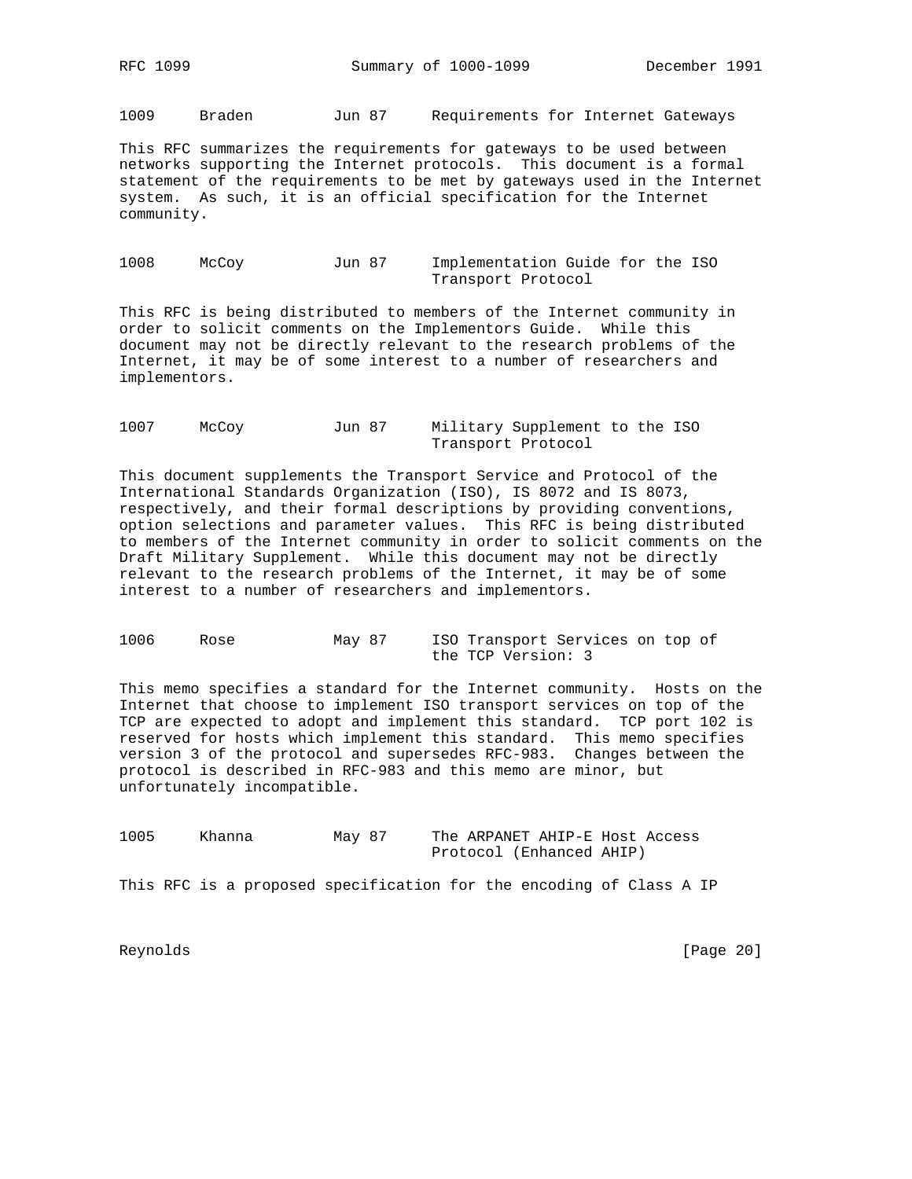1009      Braden          Jun 87     Requirements for Internet Gateways

This RFC summarizes the requirements for gateways to be used between networks supporting the Internet protocols. This document is a formal statement of the requirements to be met by gateways used in the Internet system. As such, it is an official specification for the Internet community.

1008      McCoy           Jun 87     Implementation Guide for the ISO Transport Protocol

This RFC is being distributed to members of the Internet community in order to solicit comments on the Implementors Guide. While this document may not be directly relevant to the research problems of the Internet, it may be of some interest to a number of researchers and implementors.

1007      McCoy           Jun 87     Military Supplement to the ISO Transport Protocol

This document supplements the Transport Service and Protocol of the International Standards Organization (ISO), IS 8072 and IS 8073, respectively, and their formal descriptions by providing conventions, option selections and parameter values. This RFC is being distributed to members of the Internet community in order to solicit comments on the Draft Military Supplement. While this document may not be directly relevant to the research problems of the Internet, it may be of some interest to a number of researchers and implementors.

1006      Rose            May 87     ISO Transport Services on top of the TCP Version: 3

This memo specifies a standard for the Internet community. Hosts on the Internet that choose to implement ISO transport services on top of the TCP are expected to adopt and implement this standard. TCP port 102 is reserved for hosts which implement this standard. This memo specifies version 3 of the protocol and supersedes RFC-983. Changes between the protocol is described in RFC-983 and this memo are minor, but unfortunately incompatible.

1005      Khanna          May 87     The ARPANET AHIP-E Host Access Protocol (Enhanced AHIP)

This RFC is a proposed specification for the encoding of Class A IP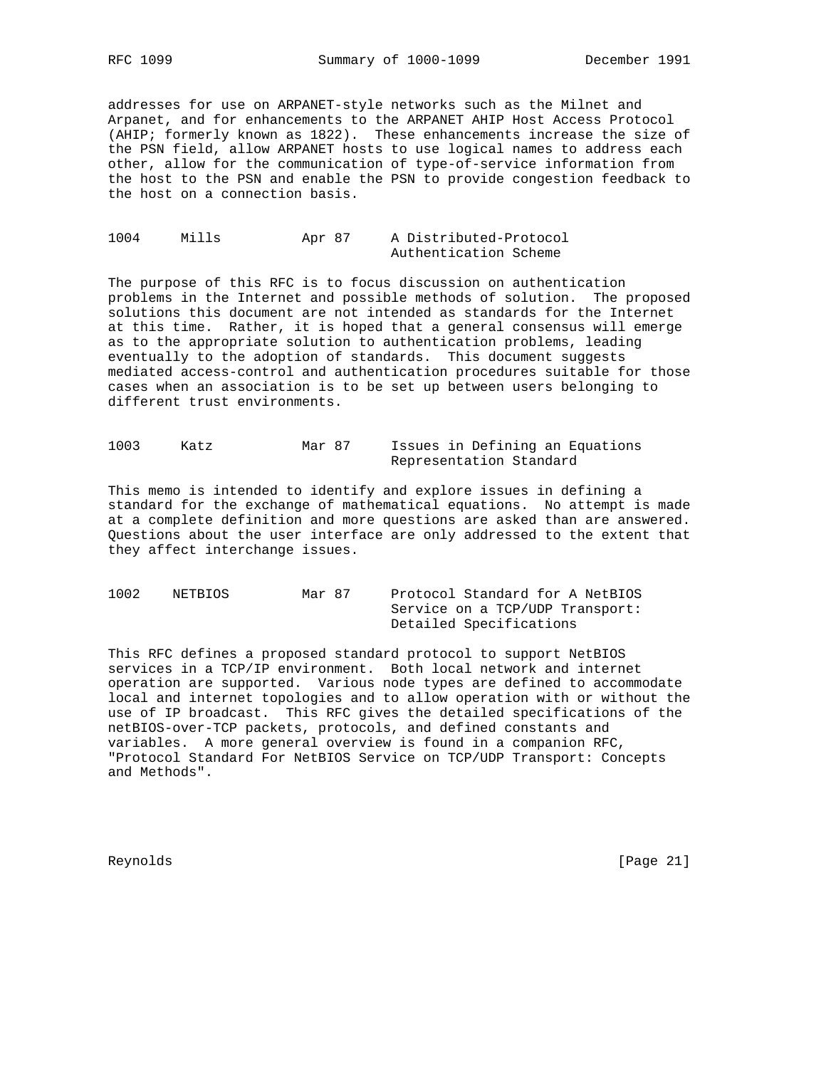addresses for use on ARPANET-style networks such as the Milnet and Arpanet, and for enhancements to the ARPANET AHIP Host Access Protocol (AHIP; formerly known as 1822). These enhancements increase the size of the PSN field, allow ARPANET hosts to use logical names to address each other, allow for the communication of type-of-service information from the host to the PSN and enable the PSN to provide congestion feedback to the host on a connection basis.

```
1004     Mills          Apr 87     A Distributed-Protocol
                                   Authentication Scheme
```

The purpose of this RFC is to focus discussion on authentication problems in the Internet and possible methods of solution. The proposed solutions this document are not intended as standards for the Internet at this time. Rather, it is hoped that a general consensus will emerge as to the appropriate solution to authentication problems, leading eventually to the adoption of standards. This document suggests mediated access-control and authentication procedures suitable for those cases when an association is to be set up between users belonging to different trust environments.

```
1003     Katz           Mar 87     Issues in Defining an Equations
                                   Representation Standard
```

This memo is intended to identify and explore issues in defining a standard for the exchange of mathematical equations. No attempt is made at a complete definition and more questions are asked than are answered. Questions about the user interface are only addressed to the extent that they affect interchange issues.

```
1002     NETBIOS        Mar 87     Protocol Standard for A NetBIOS
                                   Service on a TCP/UDP Transport:
                                   Detailed Specifications
```

This RFC defines a proposed standard protocol to support NetBIOS services in a TCP/IP environment. Both local network and internet operation are supported. Various node types are defined to accommodate local and internet topologies and to allow operation with or without the use of IP broadcast. This RFC gives the detailed specifications of the netBIOS-over-TCP packets, protocols, and defined constants and variables. A more general overview is found in a companion RFC, "Protocol Standard For NetBIOS Service on TCP/UDP Transport: Concepts and Methods".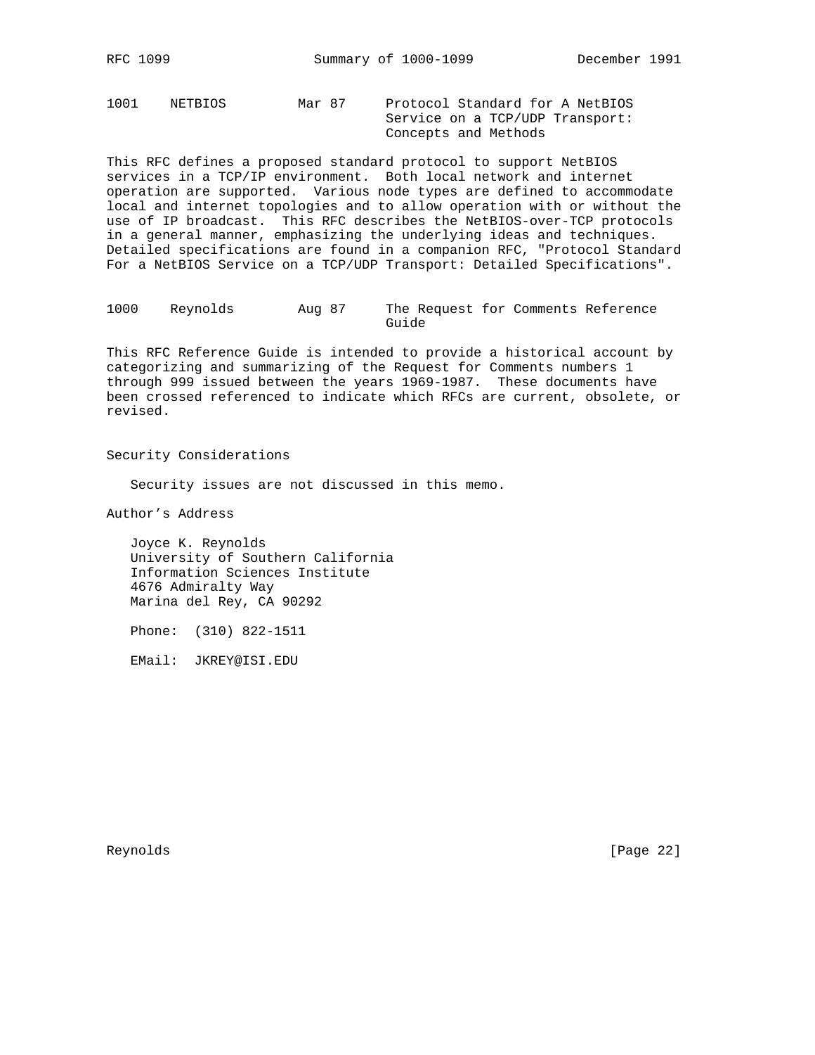1001    NETBIOS         Mar 87     Protocol Standard for A NetBIOS
                                   Service on a TCP/UDP Transport:
                                   Concepts and Methods

This RFC defines a proposed standard protocol to support NetBIOS services in a TCP/IP environment. Both local network and internet operation are supported. Various node types are defined to accommodate local and internet topologies and to allow operation with or without the use of IP broadcast. This RFC describes the NetBIOS-over-TCP protocols in a general manner, emphasizing the underlying ideas and techniques. Detailed specifications are found in a companion RFC, "Protocol Standard For a NetBIOS Service on a TCP/UDP Transport: Detailed Specifications".

1000    Reynolds        Aug 87     The Request for Comments Reference
                                   Guide

This RFC Reference Guide is intended to provide a historical account by categorizing and summarizing of the Request for Comments numbers 1 through 999 issued between the years 1969-1987. These documents have been crossed referenced to indicate which RFCs are current, obsolete, or revised.

## Security Considerations

Security issues are not discussed in this memo.

## Author’s Address

Joyce K. Reynolds
University of Southern California
Information Sciences Institute
4676 Admiralty Way
Marina del Rey, CA 90292

Phone: (310) 822-1511

EMail: JKREY@ISI.EDU